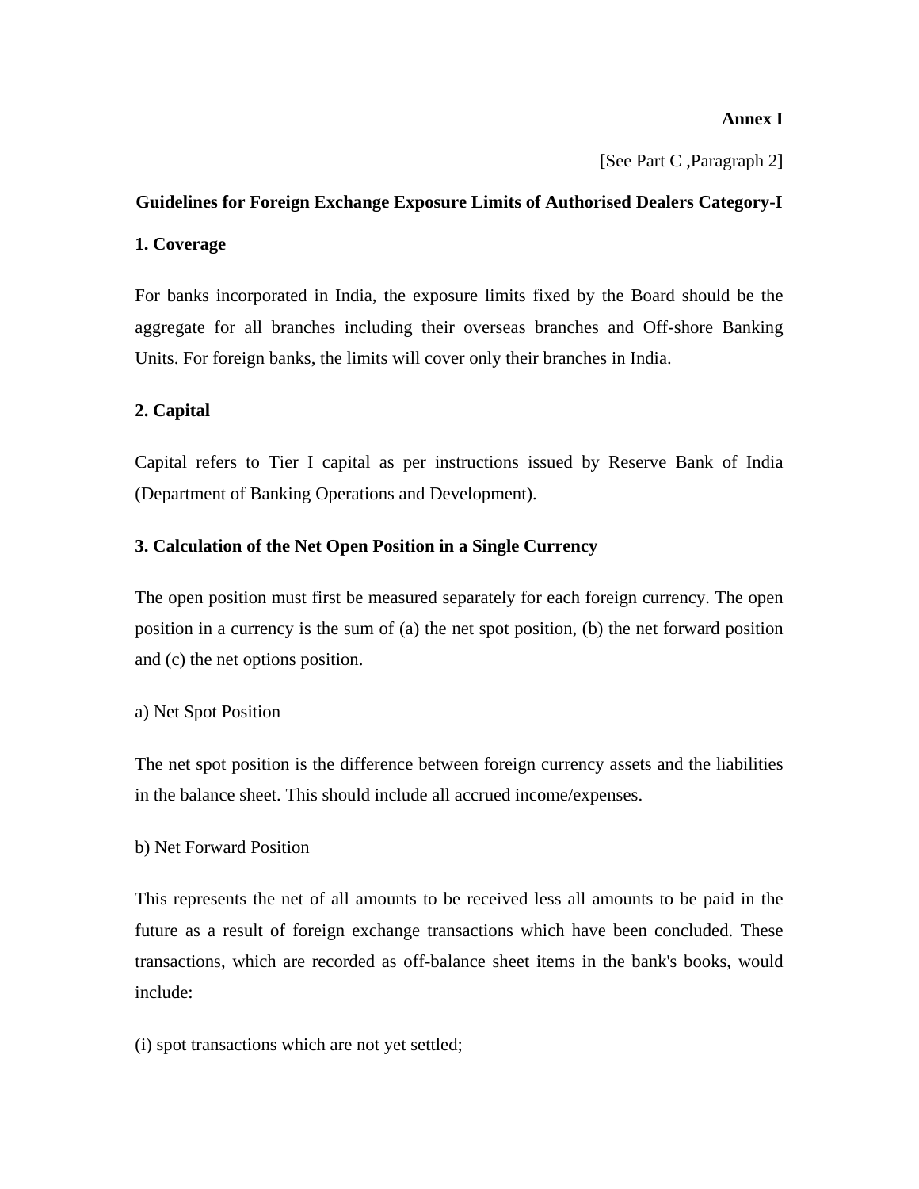**Annex I**

[See Part C ,Paragraph 2]

**Guidelines for Foreign Exchange Exposure Limits of Authorised Dealers Category-I**

**1. Coverage**

For banks incorporated in India, the exposure limits fixed by the Board should be the aggregate for all branches including their overseas branches and Off-shore Banking Units. For foreign banks, the limits will cover only their branches in India.

**2. Capital**

Capital refers to Tier I capital as per instructions issued by Reserve Bank of India (Department of Banking Operations and Development).

**3. Calculation of the Net Open Position in a Single Currency**

The open position must first be measured separately for each foreign currency. The open position in a currency is the sum of (a) the net spot position, (b) the net forward position and (c) the net options position.

a) Net Spot Position

The net spot position is the difference between foreign currency assets and the liabilities in the balance sheet. This should include all accrued income/expenses.

b) Net Forward Position

This represents the net of all amounts to be received less all amounts to be paid in the future as a result of foreign exchange transactions which have been concluded. These transactions, which are recorded as off-balance sheet items in the bank's books, would include:

(i) spot transactions which are not yet settled;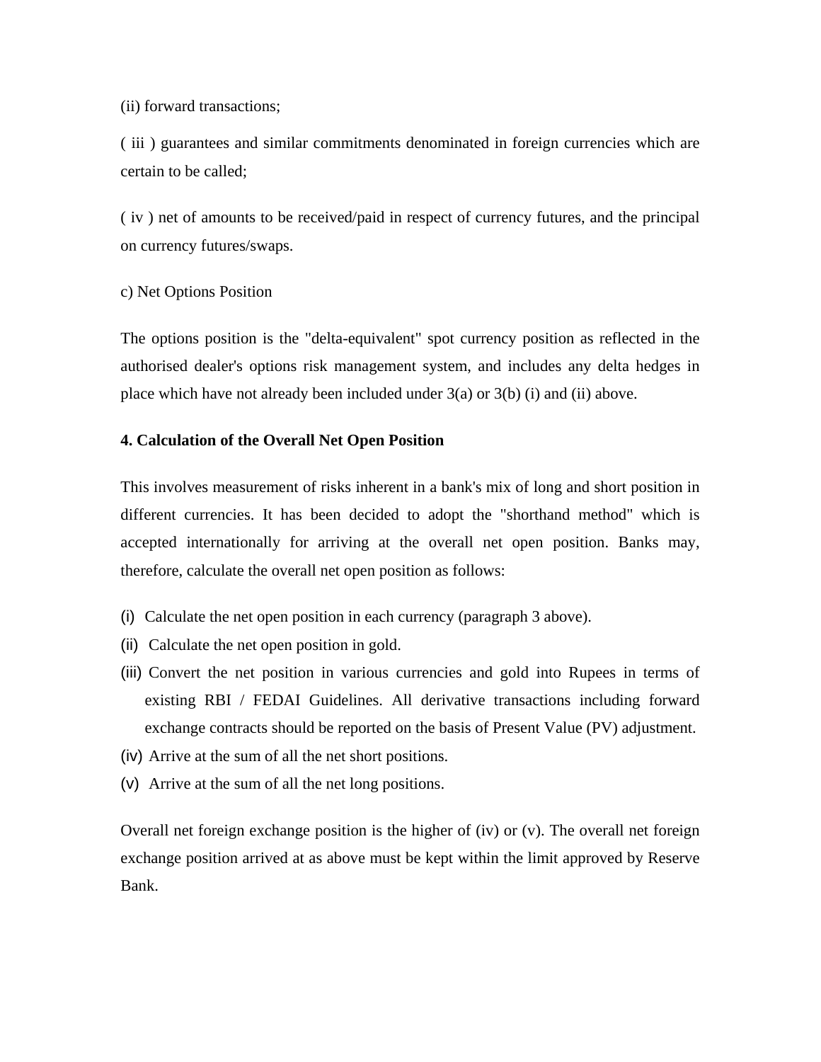(ii) forward transactions;

( iii ) guarantees and similar commitments denominated in foreign currencies which are certain to be called;

( iv ) net of amounts to be received/paid in respect of currency futures, and the principal on currency futures/swaps.

c) Net Options Position

The options position is the "delta-equivalent" spot currency position as reflected in the authorised dealer's options risk management system, and includes any delta hedges in place which have not already been included under 3(a) or 3(b) (i) and (ii) above.

**4. Calculation of the Overall Net Open Position**

This involves measurement of risks inherent in a bank's mix of long and short position in different currencies. It has been decided to adopt the "shorthand method" which is accepted internationally for arriving at the overall net open position. Banks may, therefore, calculate the overall net open position as follows:

(i) Calculate the net open position in each currency (paragraph 3 above).

(ii) Calculate the net open position in gold.

(iii) Convert the net position in various currencies and gold into Rupees in terms of existing RBI / FEDAI Guidelines. All derivative transactions including forward exchange contracts should be reported on the basis of Present Value (PV) adjustment.

(iv) Arrive at the sum of all the net short positions.

(v) Arrive at the sum of all the net long positions.

Overall net foreign exchange position is the higher of (iv) or (v). The overall net foreign exchange position arrived at as above must be kept within the limit approved by Reserve Bank.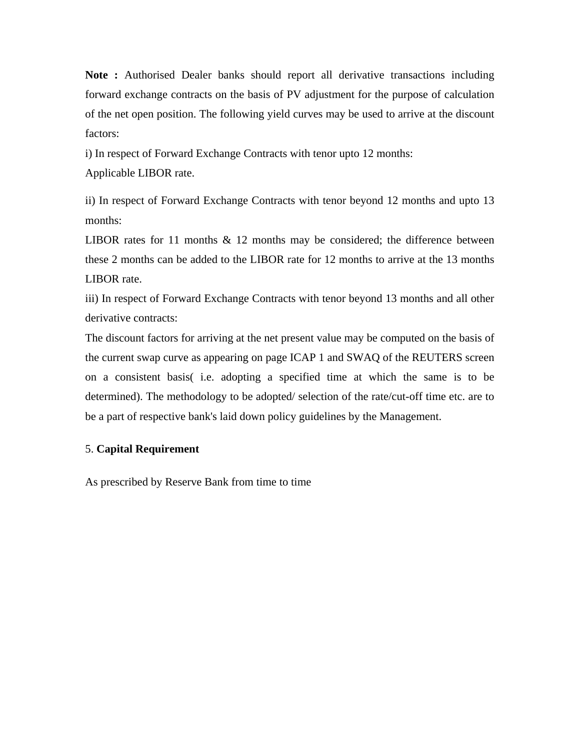**Note :** Authorised Dealer banks should report all derivative transactions including forward exchange contracts on the basis of PV adjustment for the purpose of calculation of the net open position. The following yield curves may be used to arrive at the discount factors:

i) In respect of Forward Exchange Contracts with tenor upto 12 months:

Applicable LIBOR rate.

ii) In respect of Forward Exchange Contracts with tenor beyond 12 months and upto 13 months:

LIBOR rates for 11 months & 12 months may be considered; the difference between these 2 months can be added to the LIBOR rate for 12 months to arrive at the 13 months LIBOR rate.

iii) In respect of Forward Exchange Contracts with tenor beyond 13 months and all other derivative contracts:

The discount factors for arriving at the net present value may be computed on the basis of the current swap curve as appearing on page ICAP 1 and SWAQ of the REUTERS screen on a consistent basis( i.e. adopting a specified time at which the same is to be determined). The methodology to be adopted/ selection of the rate/cut-off time etc. are to be a part of respective bank's laid down policy guidelines by the Management.

5. **Capital Requirement**

As prescribed by Reserve Bank from time to time